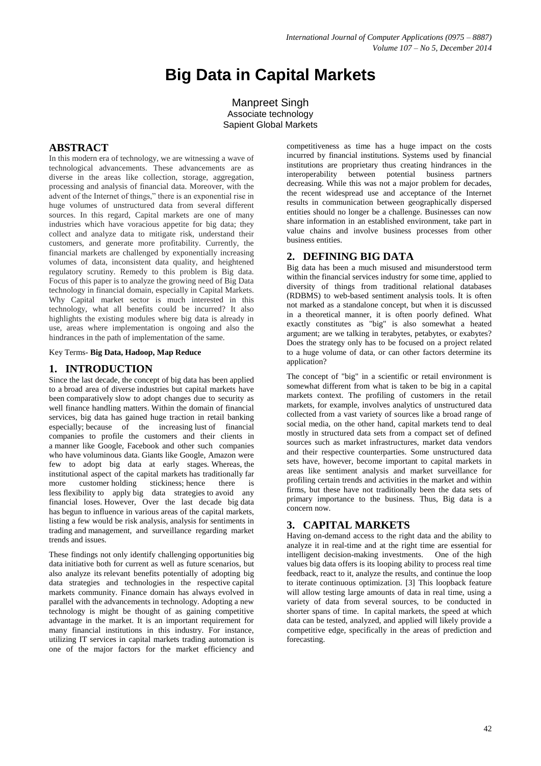# Big Data in Capital Markets

Manpreet Singh
Associate technology
Sapient Global Markets

## ABSTRACT

In this modern era of technology, we are witnessing a wave of technological advancements. These advancements are as diverse in the areas like collection, storage, aggregation, processing and analysis of financial data. Moreover, with the advent of the Internet of things," there is an exponential rise in huge volumes of unstructured data from several different sources. In this regard, Capital markets are one of many industries which have voracious appetite for big data; they collect and analyze data to mitigate risk, understand their customers, and generate more profitability. Currently, the financial markets are challenged by exponentially increasing volumes of data, inconsistent data quality, and heightened regulatory scrutiny. Remedy to this problem is Big data. Focus of this paper is to analyze the growing need of Big Data technology in financial domain, especially in Capital Markets. Why Capital market sector is much interested in this technology, what all benefits could be incurred? It also highlights the existing modules where big data is already in use, areas where implementation is ongoing and also the hindrances in the path of implementation of the same.

Key Terms- **Big Data, Hadoop, Map Reduce**

## 1. INTRODUCTION

Since the last decade, the concept of big data has been applied to a broad area of diverse industries but capital markets have been comparatively slow to adopt changes due to security as well finance handling matters. Within the domain of financial services, big data has gained huge traction in retail banking especially; because of the increasing lust of financial companies to profile the customers and their clients in a manner like Google, Facebook and other such companies who have voluminous data. Giants like Google, Amazon were few to adopt big data at early stages. Whereas, the institutional aspect of the capital markets has traditionally far more customer holding stickiness; hence there is less flexibility to apply big data strategies to avoid any financial loses. However, Over the last decade big data has begun to influence in various areas of the capital markets, listing a few would be risk analysis, analysis for sentiments in trading and management, and surveillance regarding market trends and issues.

These findings not only identify challenging opportunities big data initiative both for current as well as future scenarios, but also analyze its relevant benefits potentially of adopting big data strategies and technologies in the respective capital markets community. Finance domain has always evolved in parallel with the advancements in technology. Adopting a new technology is might be thought of as gaining competitive advantage in the market. It is an important requirement for many financial institutions in this industry. For instance, utilizing IT services in capital markets trading automation is one of the major factors for the market efficiency and competitiveness as time has a huge impact on the costs incurred by financial institutions. Systems used by financial institutions are proprietary thus creating hindrances in the interoperability between potential business partners decreasing. While this was not a major problem for decades, the recent widespread use and acceptance of the Internet results in communication between geographically dispersed entities should no longer be a challenge. Businesses can now share information in an established environment, take part in value chains and involve business processes from other business entities.

## 2. DEFINING BIG DATA

Big data has been a much misused and misunderstood term within the financial services industry for some time, applied to diversity of things from traditional relational databases (RDBMS) to web-based sentiment analysis tools. It is often not marked as a standalone concept, but when it is discussed in a theoretical manner, it is often poorly defined. What exactly constitutes as "big" is also somewhat a heated argument; are we talking in terabytes, petabytes, or exabytes? Does the strategy only has to be focused on a project related to a huge volume of data, or can other factors determine its application?

The concept of "big" in a scientific or retail environment is somewhat different from what is taken to be big in a capital markets context. The profiling of customers in the retail markets, for example, involves analytics of unstructured data collected from a vast variety of sources like a broad range of social media, on the other hand, capital markets tend to deal mostly in structured data sets from a compact set of defined sources such as market infrastructures, market data vendors and their respective counterparties. Some unstructured data sets have, however, become important to capital markets in areas like sentiment analysis and market surveillance for profiling certain trends and activities in the market and within firms, but these have not traditionally been the data sets of primary importance to the business. Thus, Big data is a concern now.

## 3. CAPITAL MARKETS

Having on-demand access to the right data and the ability to analyze it in real-time and at the right time are essential for intelligent decision-making investments. One of the high values big data offers is its looping ability to process real time feedback, react to it, analyze the results, and continue the loop to iterate continuous optimization. [3] This loopback feature will allow testing large amounts of data in real time, using a variety of data from several sources, to be conducted in shorter spans of time. In capital markets, the speed at which data can be tested, analyzed, and applied will likely provide a competitive edge, specifically in the areas of prediction and forecasting.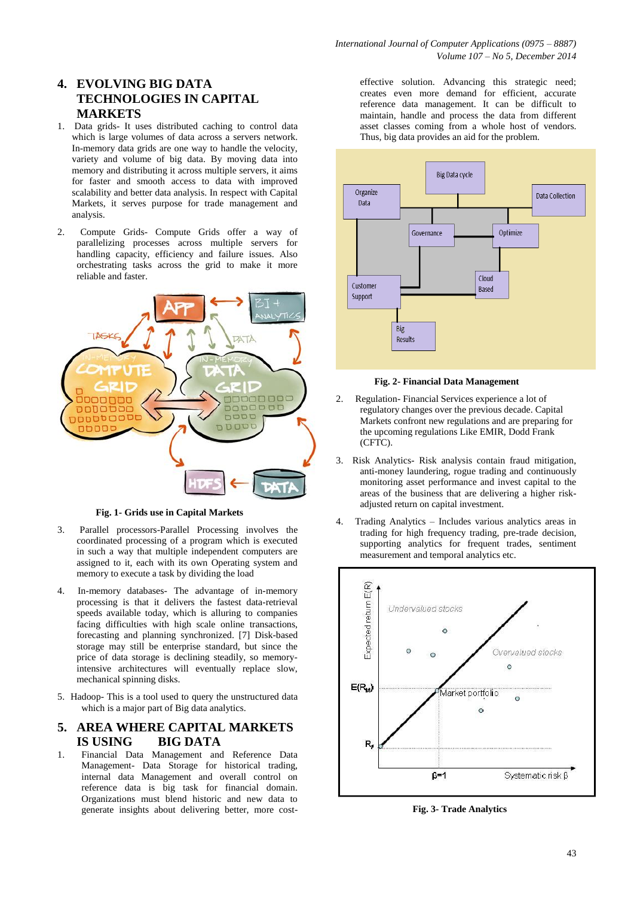## 4. EVOLVING BIG DATA TECHNOLOGIES IN CAPITAL MARKETS

1. Data grids- It uses distributed caching to control data which is large volumes of data across a servers network. In-memory data grids are one way to handle the velocity, variety and volume of big data. By moving data into memory and distributing it across multiple servers, it aims for faster and smooth access to data with improved scalability and better data analysis. In respect with Capital Markets, it serves purpose for trade management and analysis.

2. Compute Grids- Compute Grids offer a way of parallelizing processes across multiple servers for handling capacity, efficiency and failure issues. Also orchestrating tasks across the grid to make it more reliable and faster.

**Fig. 1- Grids use in Capital Markets**

3. Parallel processors-Parallel Processing involves the coordinated processing of a program which is executed in such a way that multiple independent computers are assigned to it, each with its own Operating system and memory to execute a task by dividing the load

4. In-memory databases- The advantage of in-memory processing is that it delivers the fastest data-retrieval speeds available today, which is alluring to companies facing difficulties with high scale online transactions, forecasting and planning synchronized. [7] Disk-based storage may still be enterprise standard, but since the price of data storage is declining steadily, so memory-intensive architectures will eventually replace slow, mechanical spinning disks.

5. Hadoop- This is a tool used to query the unstructured data which is a major part of Big data analytics.

## 5. AREA WHERE CAPITAL MARKETS IS USING BIG DATA

1. Financial Data Management and Reference Data Management- Data Storage for historical trading, internal data Management and overall control on reference data is big task for financial domain. Organizations must blend historic and new data to generate insights about delivering better, more cost-effective solution. Advancing this strategic need; creates even more demand for efficient, accurate reference data management. It can be difficult to maintain, handle and process the data from different asset classes coming from a whole host of vendors. Thus, big data provides an aid for the problem.

**Fig. 2- Financial Data Management**

2. Regulation- Financial Services experience a lot of regulatory changes over the previous decade. Capital Markets confront new regulations and are preparing for the upcoming regulations Like EMIR, Dodd Frank (CFTC).

3. Risk Analytics- Risk analysis contain fraud mitigation, anti-money laundering, rogue trading and continuously monitoring asset performance and invest capital to the areas of the business that are delivering a higher risk-adjusted return on capital investment.

4. Trading Analytics – Includes various analytics areas in trading for high frequency trading, pre-trade decision, supporting analytics for frequent trades, sentiment measurement and temporal analytics etc.

**Fig. 3- Trade Analytics**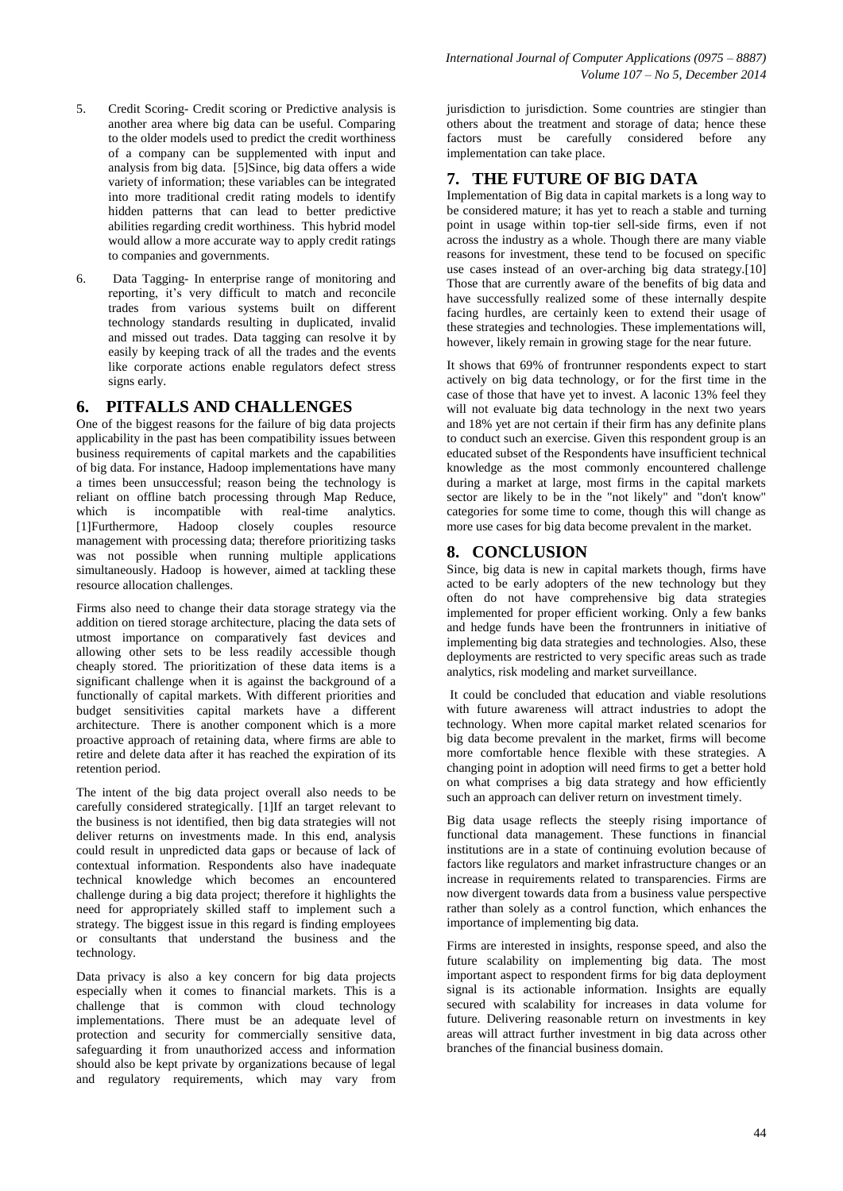5. Credit Scoring- Credit scoring or Predictive analysis is another area where big data can be useful. Comparing to the older models used to predict the credit worthiness of a company can be supplemented with input and analysis from big data. [5]Since, big data offers a wide variety of information; these variables can be integrated into more traditional credit rating models to identify hidden patterns that can lead to better predictive abilities regarding credit worthiness. This hybrid model would allow a more accurate way to apply credit ratings to companies and governments.

6. Data Tagging- In enterprise range of monitoring and reporting, it's very difficult to match and reconcile trades from various systems built on different technology standards resulting in duplicated, invalid and missed out trades. Data tagging can resolve it by easily by keeping track of all the trades and the events like corporate actions enable regulators defect stress signs early.

## 6. PITFALLS AND CHALLENGES

One of the biggest reasons for the failure of big data projects applicability in the past has been compatibility issues between business requirements of capital markets and the capabilities of big data. For instance, Hadoop implementations have many a times been unsuccessful; reason being the technology is reliant on offline batch processing through Map Reduce, which is incompatible with real-time analytics. [1]Furthermore, Hadoop closely couples resource management with processing data; therefore prioritizing tasks was not possible when running multiple applications simultaneously. Hadoop is however, aimed at tackling these resource allocation challenges.

Firms also need to change their data storage strategy via the addition on tiered storage architecture, placing the data sets of utmost importance on comparatively fast devices and allowing other sets to be less readily accessible though cheaply stored. The prioritization of these data items is a significant challenge when it is against the background of a functionally of capital markets. With different priorities and budget sensitivities capital markets have a different architecture. There is another component which is a more proactive approach of retaining data, where firms are able to retire and delete data after it has reached the expiration of its retention period.

The intent of the big data project overall also needs to be carefully considered strategically. [1]If an target relevant to the business is not identified, then big data strategies will not deliver returns on investments made. In this end, analysis could result in unpredicted data gaps or because of lack of contextual information. Respondents also have inadequate technical knowledge which becomes an encountered challenge during a big data project; therefore it highlights the need for appropriately skilled staff to implement such a strategy. The biggest issue in this regard is finding employees or consultants that understand the business and the technology.

Data privacy is also a key concern for big data projects especially when it comes to financial markets. This is a challenge that is common with cloud technology implementations. There must be an adequate level of protection and security for commercially sensitive data, safeguarding it from unauthorized access and information should also be kept private by organizations because of legal and regulatory requirements, which may vary from jurisdiction to jurisdiction. Some countries are stingier than others about the treatment and storage of data; hence these factors must be carefully considered before any implementation can take place.

## 7. THE FUTURE OF BIG DATA

Implementation of Big data in capital markets is a long way to be considered mature; it has yet to reach a stable and turning point in usage within top-tier sell-side firms, even if not across the industry as a whole. Though there are many viable reasons for investment, these tend to be focused on specific use cases instead of an over-arching big data strategy.[10] Those that are currently aware of the benefits of big data and have successfully realized some of these internally despite facing hurdles, are certainly keen to extend their usage of these strategies and technologies. These implementations will, however, likely remain in growing stage for the near future.

It shows that 69% of frontrunner respondents expect to start actively on big data technology, or for the first time in the case of those that have yet to invest. A laconic 13% feel they will not evaluate big data technology in the next two years and 18% yet are not certain if their firm has any definite plans to conduct such an exercise. Given this respondent group is an educated subset of the Respondents have insufficient technical knowledge as the most commonly encountered challenge during a market at large, most firms in the capital markets sector are likely to be in the "not likely" and "don't know" categories for some time to come, though this will change as more use cases for big data become prevalent in the market.

## 8. CONCLUSION

Since, big data is new in capital markets though, firms have acted to be early adopters of the new technology but they often do not have comprehensive big data strategies implemented for proper efficient working. Only a few banks and hedge funds have been the frontrunners in initiative of implementing big data strategies and technologies. Also, these deployments are restricted to very specific areas such as trade analytics, risk modeling and market surveillance.

It could be concluded that education and viable resolutions with future awareness will attract industries to adopt the technology. When more capital market related scenarios for big data become prevalent in the market, firms will become more comfortable hence flexible with these strategies. A changing point in adoption will need firms to get a better hold on what comprises a big data strategy and how efficiently such an approach can deliver return on investment timely.

Big data usage reflects the steeply rising importance of functional data management. These functions in financial institutions are in a state of continuing evolution because of factors like regulators and market infrastructure changes or an increase in requirements related to transparencies. Firms are now divergent towards data from a business value perspective rather than solely as a control function, which enhances the importance of implementing big data.

Firms are interested in insights, response speed, and also the future scalability on implementing big data. The most important aspect to respondent firms for big data deployment signal is its actionable information. Insights are equally secured with scalability for increases in data volume for future. Delivering reasonable return on investments in key areas will attract further investment in big data across other branches of the financial business domain.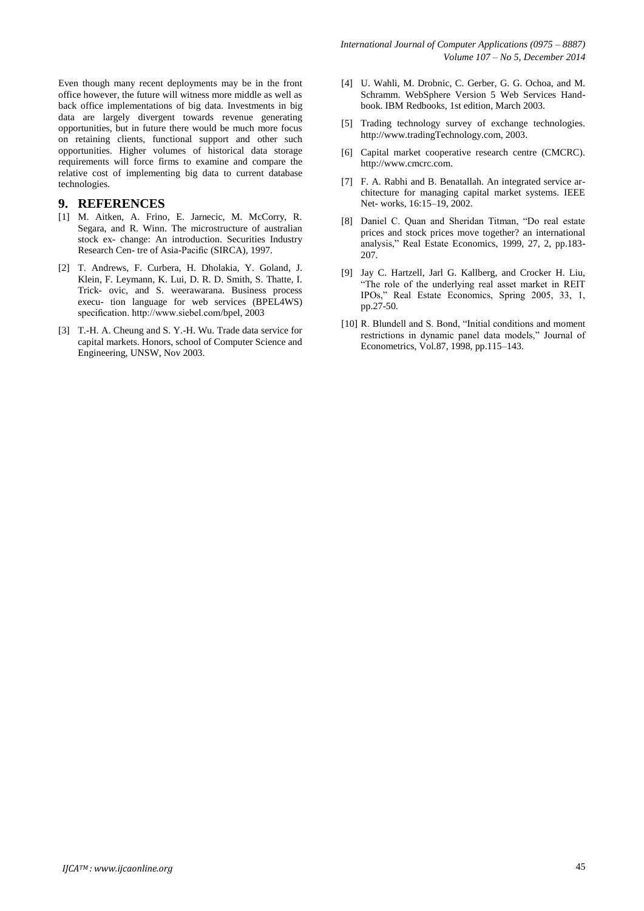Even though many recent deployments may be in the front office however, the future will witness more middle as well as back office implementations of big data. Investments in big data are largely divergent towards revenue generating opportunities, but in future there would be much more focus on retaining clients, functional support and other such opportunities. Higher volumes of historical data storage requirements will force firms to examine and compare the relative cost of implementing big data to current database technologies.

## 9. REFERENCES

[1] M. Aitken, A. Frino, E. Jarnecic, M. McCorry, R. Segara, and R. Winn. The microstructure of australian stock ex- change: An introduction. Securities Industry Research Cen- tre of Asia-Pacific (SIRCA), 1997.

[2] T. Andrews, F. Curbera, H. Dholakia, Y. Goland, J. Klein, F. Leymann, K. Lui, D. R. D. Smith, S. Thatte, I. Trick- ovic, and S. weerawarana. Business process execu- tion language for web services (BPEL4WS) specification. http://www.siebel.com/bpel, 2003

[3] T.-H. A. Cheung and S. Y.-H. Wu. Trade data service for capital markets. Honors, school of Computer Science and Engineering, UNSW, Nov 2003.

[4] U. Wahli, M. Drobnic, C. Gerber, G. G. Ochoa, and M. Schramm. WebSphere Version 5 Web Services Hand- book. IBM Redbooks, 1st edition, March 2003.

[5] Trading technology survey of exchange technologies. http://www.tradingTechnology.com, 2003.

[6] Capital market cooperative research centre (CMCRC). http://www.cmcrc.com.

[7] F. A. Rabhi and B. Benatallah. An integrated service ar- chitecture for managing capital market systems. IEEE Net- works, 16:15–19, 2002.

[8] Daniel C. Quan and Sheridan Titman, "Do real estate prices and stock prices move together? an international analysis," Real Estate Economics, 1999, 27, 2, pp.183-207.

[9] Jay C. Hartzell, Jarl G. Kallberg, and Crocker H. Liu, "The role of the underlying real asset market in REIT IPOs," Real Estate Economics, Spring 2005, 33, 1, pp.27-50.

[10] R. Blundell and S. Bond, "Initial conditions and moment restrictions in dynamic panel data models," Journal of Econometrics, Vol.87, 1998, pp.115–143.